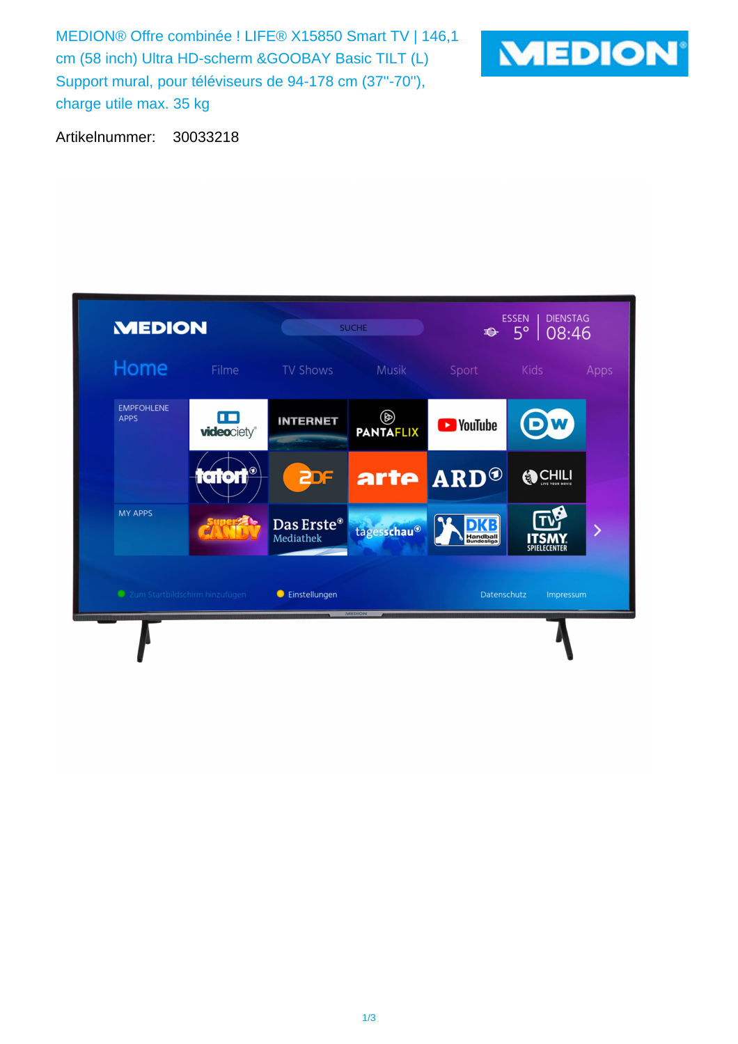MEDION® Offre combinée ! LIFE® X15850 Smart TV | 146,1 cm (58 inch) Ultra HD-scherm &GOOBAY Basic TILT (L) Support mural, pour téléviseurs de 94-178 cm (37"-70"), charge utile max. 35 kg

Artikelnummer: 30033218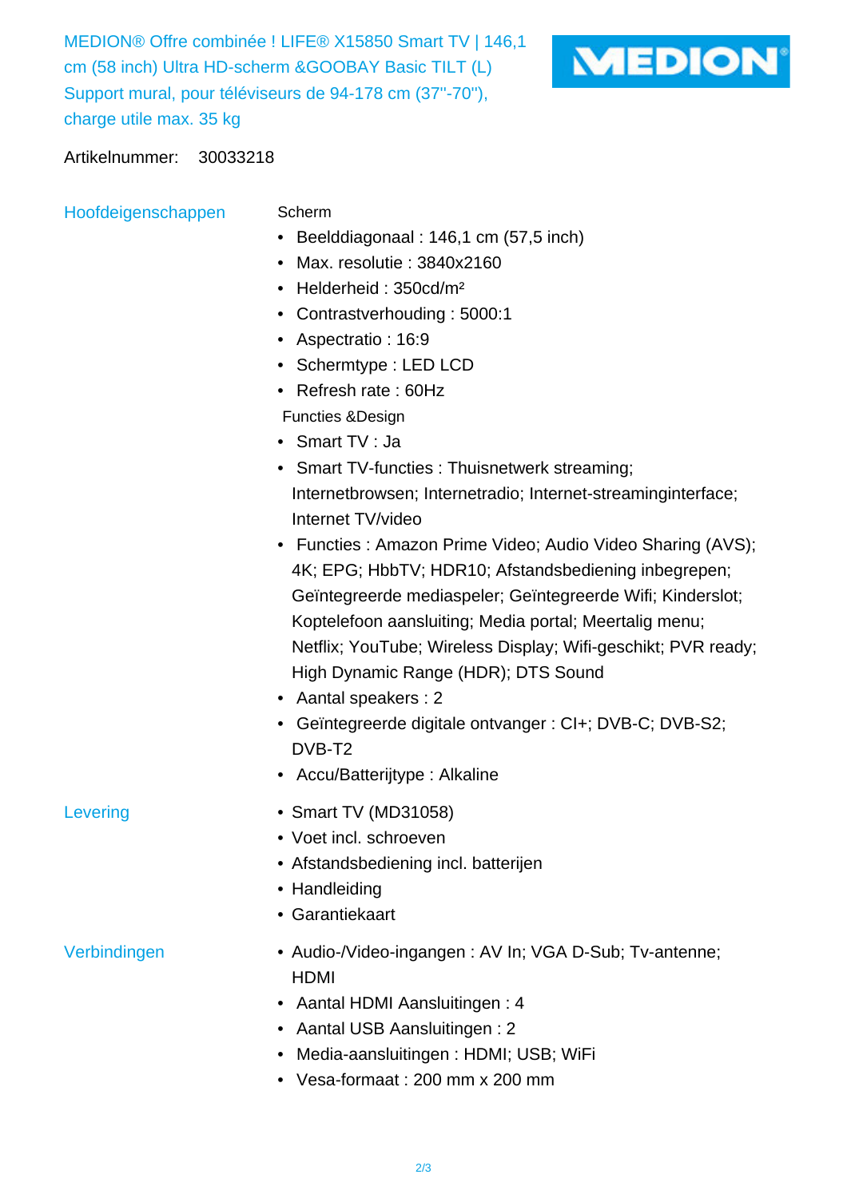# MEDION® Offre combinée ! LIFE® X15850 Smart TV | 146,1 cm (58 inch) Ultra HD-scherm &GOOBAY Basic TILT (L) Support mural, pour téléviseurs de 94-178 cm (37"-70"), charge utile max. 35 kg

MEDION®

Artikelnummer: 30033218

## Hoofdeigenschappen

Scherm

- Beelddiagonaal : 146,1 cm (57,5 inch)
- Max. resolutie : 3840x2160
- Helderheid : 350cd/m²
- Contrastverhouding : 5000:1
- Aspectratio : 16:9
- Schermtype : LED LCD
- Refresh rate : 60Hz

Functies &Design

- Smart TV : Ja
- Smart TV-functies : Thuisnetwerk streaming; Internetbrowsen; Internetradio; Internet-streaminginterface; Internet TV/video
- Functies : Amazon Prime Video; Audio Video Sharing (AVS); 4K; EPG; HbbTV; HDR10; Afstandsbediening inbegrepen; Geïntegreerde mediaspeler; Geïntegreerde Wifi; Kinderslot; Koptelefoon aansluiting; Media portal; Meertalig menu; Netflix; YouTube; Wireless Display; Wifi-geschikt; PVR ready; High Dynamic Range (HDR); DTS Sound
- Aantal speakers : 2
- Geïntegreerde digitale ontvanger : CI+; DVB-C; DVB-S2; DVB-T2
- Accu/Batterijtype : Alkaline

## Levering

- Smart TV (MD31058)
- Voet incl. schroeven
- Afstandsbediening incl. batterijen
- Handleiding
- Garantiekaart

## Verbindingen

- Audio-/Video-ingangen : AV In; VGA D-Sub; Tv-antenne; HDMI
- Aantal HDMI Aansluitingen : 4
- Aantal USB Aansluitingen : 2
- Media-aansluitingen : HDMI; USB; WiFi
- Vesa-formaat : 200 mm x 200 mm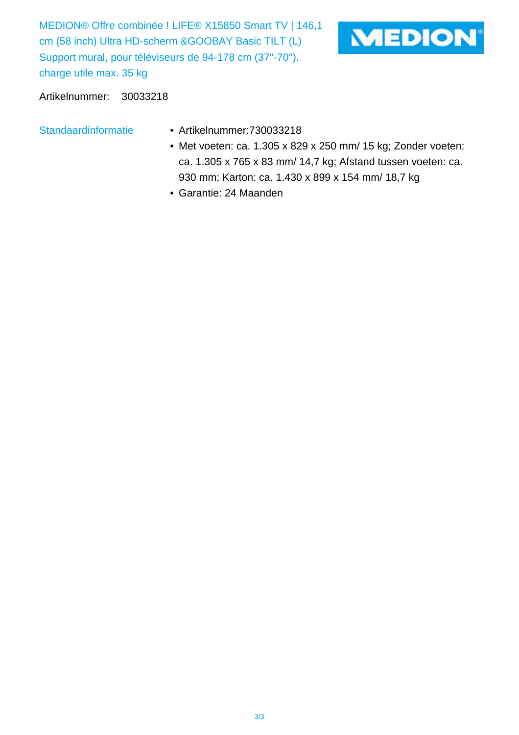MEDION® Offre combinée ! LIFE® X15850 Smart TV | 146,1 cm (58 inch) Ultra HD-scherm &GOOBAY Basic TILT (L) Support mural, pour téléviseurs de 94-178 cm (37''-70''), charge utile max. 35 kg

Artikelnummer: 30033218

Standaardinformatie

- Artikelnummer:730033218
- Met voeten: ca. 1.305 x 829 x 250 mm/ 15 kg; Zonder voeten: ca. 1.305 x 765 x 83 mm/ 14,7 kg; Afstand tussen voeten: ca. 930 mm; Karton: ca. 1.430 x 899 x 154 mm/ 18,7 kg
- Garantie: 24 Maanden